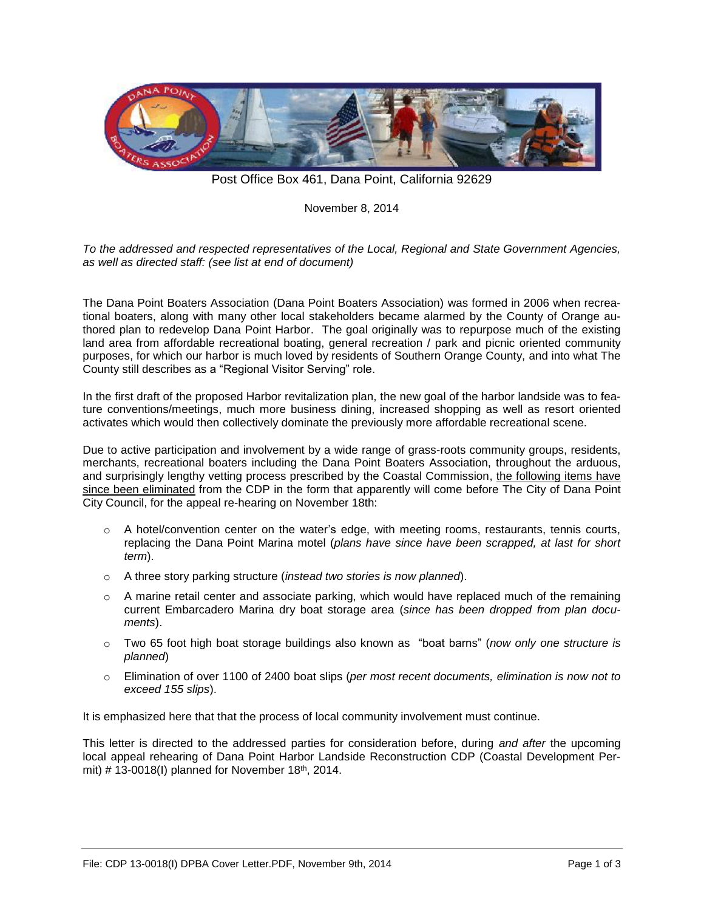Post Office Box 461, Dana Point, California 92629

November 8, 2014

*To the addressed and respected representatives of the Local, Regional and State Government Agencies, as well as directed staff: (see list at end of document)*

The Dana Point Boaters Association (Dana Point Boaters Association) was formed in 2006 when recreational boaters, along with many other local stakeholders became alarmed by the County of Orange authored plan to redevelop Dana Point Harbor. The goal originally was to repurpose much of the existing land area from affordable recreational boating, general recreation / park and picnic oriented community purposes, for which our harbor is much loved by residents of Southern Orange County, and into what The County still describes as a "Regional Visitor Serving" role.

In the first draft of the proposed Harbor revitalization plan, the new goal of the harbor landside was to feature conventions/meetings, much more business dining, increased shopping as well as resort oriented activates which would then collectively dominate the previously more affordable recreational scene.

Due to active participation and involvement by a wide range of grass-roots community groups, residents, merchants, recreational boaters including the Dana Point Boaters Association, throughout the arduous, and surprisingly lengthy vetting process prescribed by the Coastal Commission, <u>the following items have since been eliminated</u> from the CDP in the form that apparently will come before The City of Dana Point City Council, for the appeal re-hearing on November 18th:

- A hotel/convention center on the water's edge, with meeting rooms, restaurants, tennis courts, replacing the Dana Point Marina motel (*plans have since have been scrapped, at last for short term*).
- A three story parking structure (*instead two stories is now planned*).
- A marine retail center and associate parking, which would have replaced much of the remaining current Embarcadero Marina dry boat storage area (*since has been dropped from plan documents*).
- Two 65 foot high boat storage buildings also known as "boat barns" (*now only one structure is planned*)
- Elimination of over 1100 of 2400 boat slips (*per most recent documents, elimination is now not to exceed 155 slips*).

It is emphasized here that that the process of local community involvement must continue.

This letter is directed to the addressed parties for consideration before, during *and after* the upcoming local appeal rehearing of Dana Point Harbor Landside Reconstruction CDP (Coastal Development Permit) # 13-0018(I) planned for November 18th, 2014.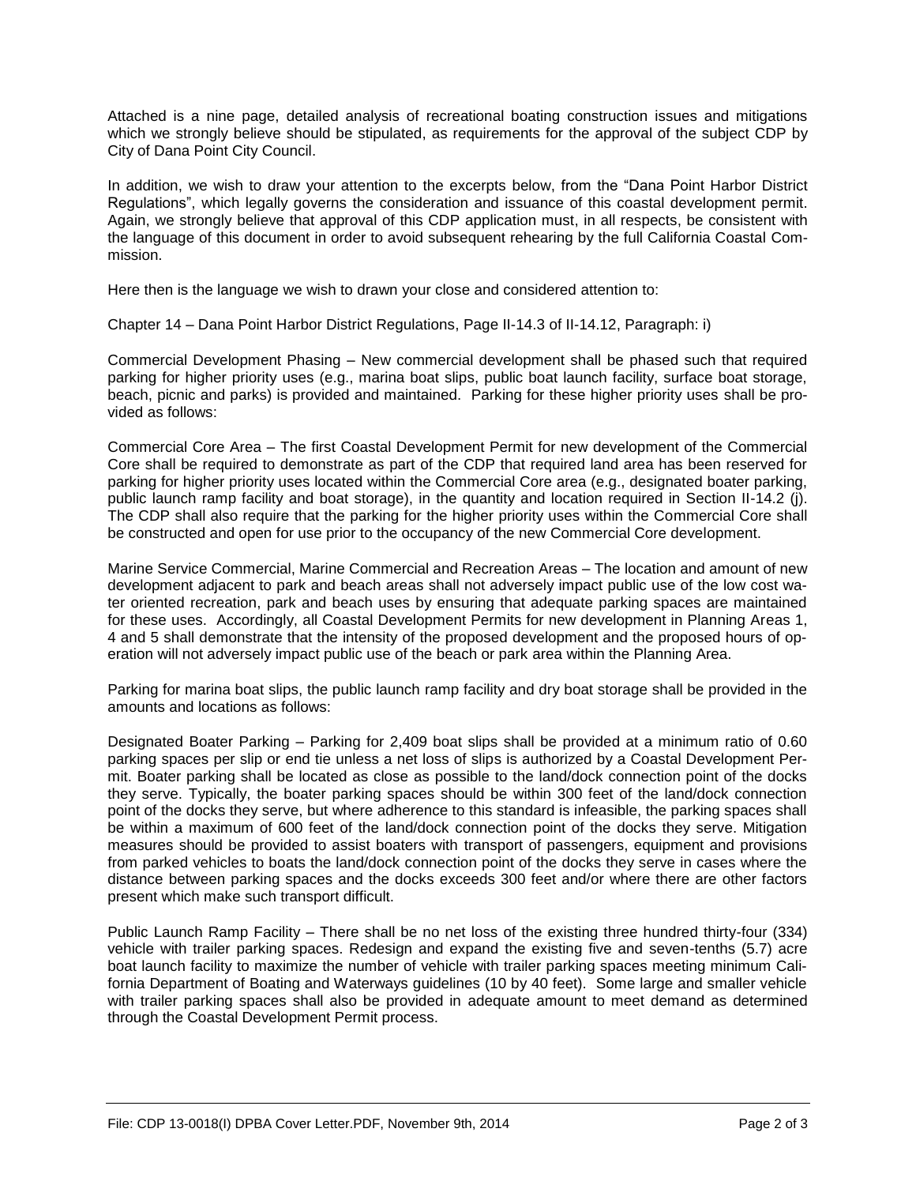Attached is a nine page, detailed analysis of recreational boating construction issues and mitigations which we strongly believe should be stipulated, as requirements for the approval of the subject CDP by City of Dana Point City Council.

In addition, we wish to draw your attention to the excerpts below, from the "Dana Point Harbor District Regulations", which legally governs the consideration and issuance of this coastal development permit. Again, we strongly believe that approval of this CDP application must, in all respects, be consistent with the language of this document in order to avoid subsequent rehearing by the full California Coastal Commission.

Here then is the language we wish to drawn your close and considered attention to:

Chapter 14 – Dana Point Harbor District Regulations, Page II-14.3 of II-14.12, Paragraph: i)

Commercial Development Phasing – New commercial development shall be phased such that required parking for higher priority uses (e.g., marina boat slips, public boat launch facility, surface boat storage, beach, picnic and parks) is provided and maintained. Parking for these higher priority uses shall be provided as follows:

Commercial Core Area – The first Coastal Development Permit for new development of the Commercial Core shall be required to demonstrate as part of the CDP that required land area has been reserved for parking for higher priority uses located within the Commercial Core area (e.g., designated boater parking, public launch ramp facility and boat storage), in the quantity and location required in Section II-14.2 (j). The CDP shall also require that the parking for the higher priority uses within the Commercial Core shall be constructed and open for use prior to the occupancy of the new Commercial Core development.

Marine Service Commercial, Marine Commercial and Recreation Areas – The location and amount of new development adjacent to park and beach areas shall not adversely impact public use of the low cost water oriented recreation, park and beach uses by ensuring that adequate parking spaces are maintained for these uses. Accordingly, all Coastal Development Permits for new development in Planning Areas 1, 4 and 5 shall demonstrate that the intensity of the proposed development and the proposed hours of operation will not adversely impact public use of the beach or park area within the Planning Area.

Parking for marina boat slips, the public launch ramp facility and dry boat storage shall be provided in the amounts and locations as follows:

Designated Boater Parking – Parking for 2,409 boat slips shall be provided at a minimum ratio of 0.60 parking spaces per slip or end tie unless a net loss of slips is authorized by a Coastal Development Permit. Boater parking shall be located as close as possible to the land/dock connection point of the docks they serve. Typically, the boater parking spaces should be within 300 feet of the land/dock connection point of the docks they serve, but where adherence to this standard is infeasible, the parking spaces shall be within a maximum of 600 feet of the land/dock connection point of the docks they serve. Mitigation measures should be provided to assist boaters with transport of passengers, equipment and provisions from parked vehicles to boats the land/dock connection point of the docks they serve in cases where the distance between parking spaces and the docks exceeds 300 feet and/or where there are other factors present which make such transport difficult.

Public Launch Ramp Facility – There shall be no net loss of the existing three hundred thirty-four (334) vehicle with trailer parking spaces. Redesign and expand the existing five and seven-tenths (5.7) acre boat launch facility to maximize the number of vehicle with trailer parking spaces meeting minimum California Department of Boating and Waterways guidelines (10 by 40 feet). Some large and smaller vehicle with trailer parking spaces shall also be provided in adequate amount to meet demand as determined through the Coastal Development Permit process.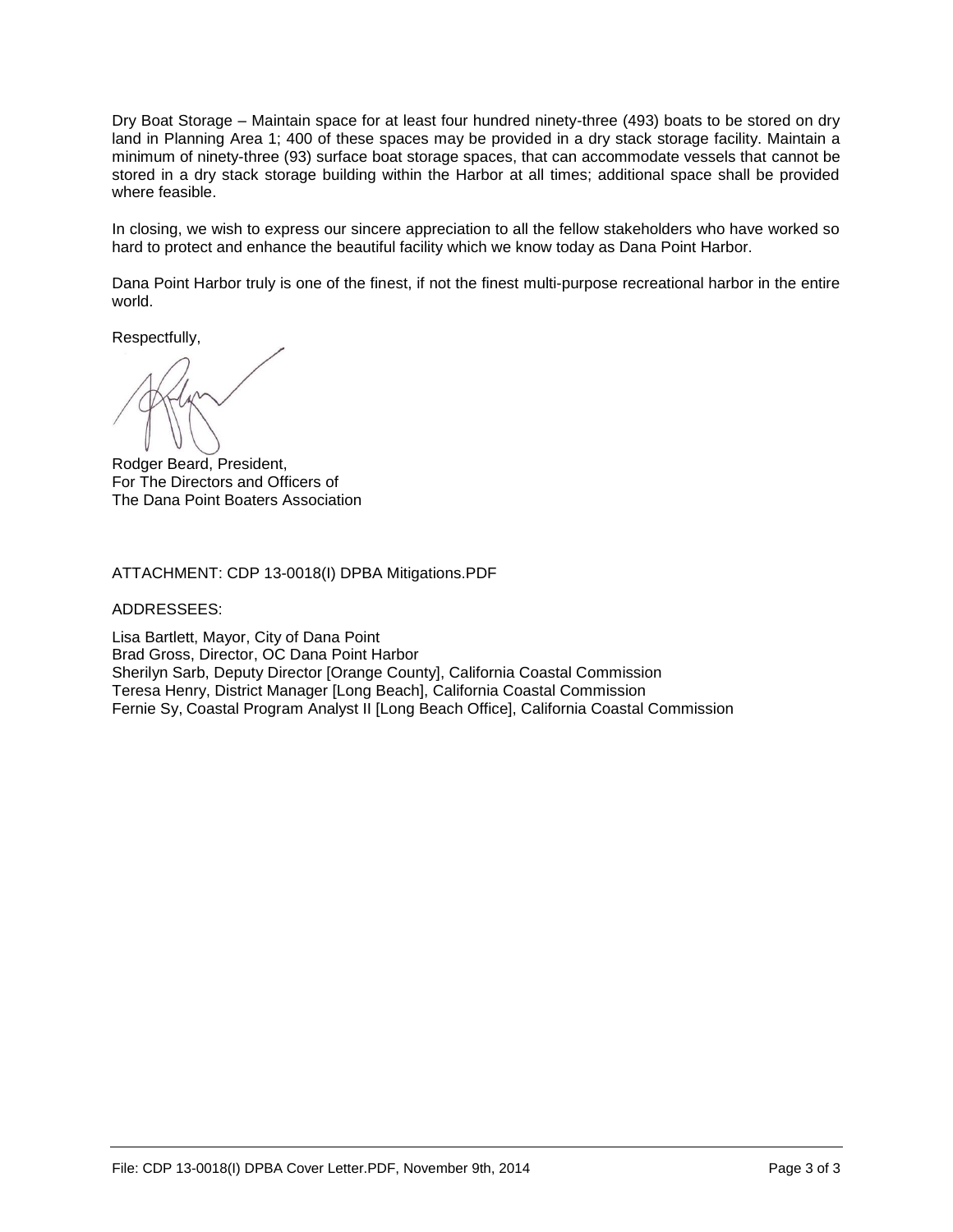Dry Boat Storage – Maintain space for at least four hundred ninety-three (493) boats to be stored on dry land in Planning Area 1; 400 of these spaces may be provided in a dry stack storage facility. Maintain a minimum of ninety-three (93) surface boat storage spaces, that can accommodate vessels that cannot be stored in a dry stack storage building within the Harbor at all times; additional space shall be provided where feasible.

In closing, we wish to express our sincere appreciation to all the fellow stakeholders who have worked so hard to protect and enhance the beautiful facility which we know today as Dana Point Harbor.

Dana Point Harbor truly is one of the finest, if not the finest multi-purpose recreational harbor in the entire world.

Respectfully,

Rodger Beard, President,
For The Directors and Officers of
The Dana Point Boaters Association

ATTACHMENT: CDP 13-0018(I) DPBA Mitigations.PDF

ADDRESSEES:

Lisa Bartlett, Mayor, City of Dana Point
Brad Gross, Director, OC Dana Point Harbor
Sherilyn Sarb, Deputy Director [Orange County], California Coastal Commission
Teresa Henry, District Manager [Long Beach], California Coastal Commission
Fernie Sy, Coastal Program Analyst II [Long Beach Office], California Coastal Commission

File: CDP 13-0018(I) DPBA Cover Letter.PDF, November 9th, 2014